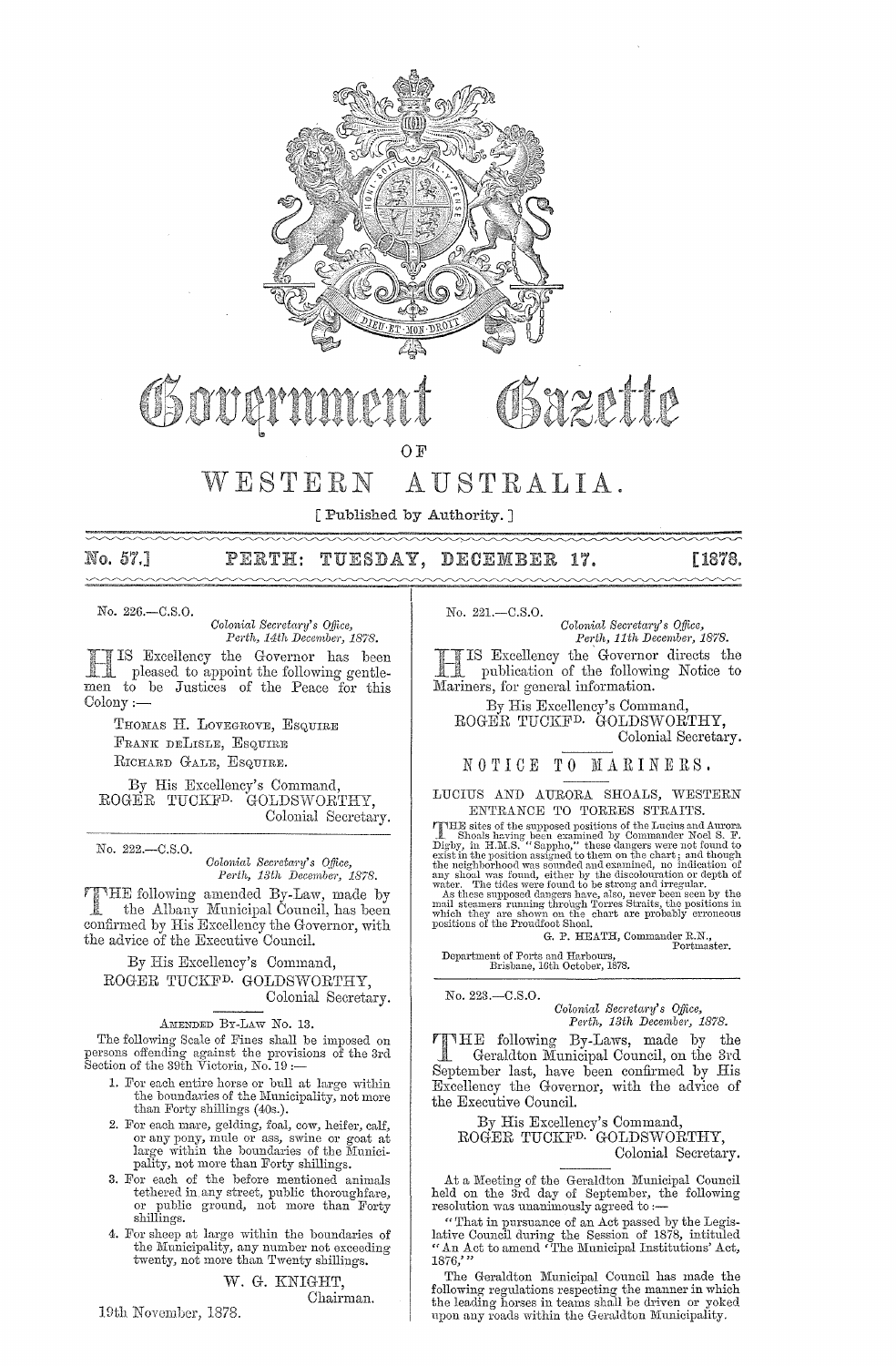# Government Gazette

## OF

# WESTERN AUSTRALIA.

[ Published by Authority. ]

**No. 57.] PERTH: TUESDAY, DECEMBER 17. [1878.**

---

No. 226.—C.S.O.

*Colonial Secretary's Office,*
*Perth, 14th December, 1878.*

HIS Excellency the Governor has been pleased to appoint the following gentlemen to be Justices of the Peace for this Colony:—

THOMAS H. LOVEGROVE, ESQUIRE
FRANK DELISLE, ESQUIRE
RICHARD GALE, ESQUIRE.

By His Excellency's Command,
ROGER TUCKF[D]. GOLDSWORTHY,
Colonial Secretary.

---

No. 222.—C.S.O.

*Colonial Secretary's Office,*
*Perth, 13th December, 1878.*

THE following amended By-Law, made by the Albany Municipal Council, has been confirmed by His Excellency the Governor, with the advice of the Executive Council.

By His Excellency's Command,
ROGER TUCKF[D]. GOLDSWORTHY,
Colonial Secretary.

AMENDED BY-LAW No. 13.

The following Scale of Fines shall be imposed on persons offending against the provisions of the 3rd Section of the 39th Victoria, No. 19:—

1. For each entire horse or bull at large within the boundaries of the Municipality, not more than Forty shillings (40s.).
2. For each mare, gelding, foal, cow, heifer, calf, or any pony, mule or ass, swine or goat at large within the boundaries of the Municipality, not more than Forty shillings.
3. For each of the before mentioned animals tethered in any street, public thoroughfare, or public ground, not more than Forty shillings.
4. For sheep at large within the boundaries of the Municipality, any number not exceeding twenty, not more than Twenty shillings.

W. G. KNIGHT,
Chairman.

19th November, 1878.

---

No. 221.—C.S.O.

*Colonial Secretary's Office,*
*Perth, 11th December, 1878.*

HIS Excellency the Governor directs the publication of the following Notice to Mariners, for general information.

By His Excellency's Command,
ROGER TUCKF[D]. GOLDSWORTHY,
Colonial Secretary.

## NOTICE TO MARINERS.

LUCIUS AND AURORA SHOALS, WESTERN ENTRANCE TO TORRES STRAITS.

THE sites of the supposed positions of the Lucius and Aurora Shoals having been examined by Commander Noel S. F. Digby, in H.M.S. "Sappho," these dangers were not found to exist in the position assigned to them on the chart; and though the neighborhood was sounded and examined, no indication of any shoal was found, either by the discolouration or depth of water. The tides were found to be strong and irregular.

As these supposed dangers have, also, never been seen by the mail steamers running through Torres Straits, the positions in which they are shown on the chart are probably erroneous positions of the Proudfoot Shoal.

G. P. HEATH, Commander R.N.,
Portmaster.

Department of Ports and Harbours,
Brisbane, 16th October, 1878.

---

No. 223.—C.S.O.

*Colonial Secretary's Office,*
*Perth, 13th December, 1878.*

THE following By-Laws, made by the Geraldton Municipal Council, on the 3rd September last, have been confirmed by His Excellency the Governor, with the advice of the Executive Council.

By His Excellency's Command,
ROGER TUCKF[D]. GOLDSWORTHY,
Colonial Secretary.

At a Meeting of the Geraldton Municipal Council held on the 3rd day of September, the following resolution was unanimously agreed to:—

"That in pursuance of an Act passed by the Legislative Council during the Session of 1878, intituled "An Act to amend 'The Municipal Institutions' Act, 1876,'"

The Geraldton Municipal Council has made the following regulations respecting the manner in which the leading horses in teams shall be driven or yoked upon any roads within the Geraldton Municipality.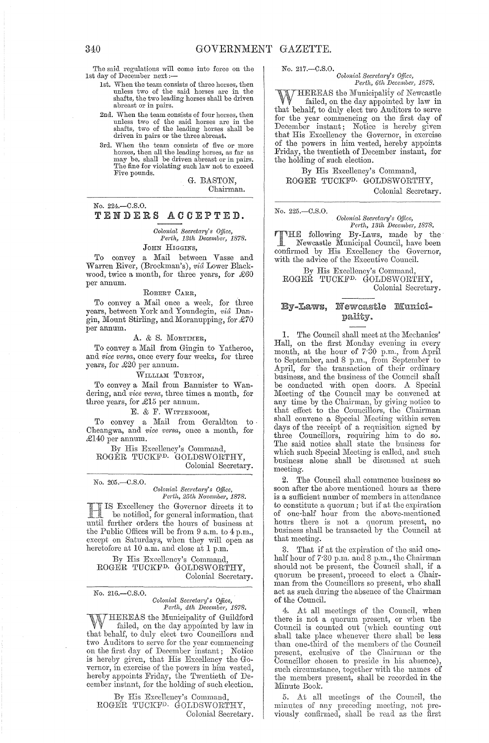The said regulations will come into force on the 1st day of December next:—

1st. When the team consists of three horses, then unless two of the said horses are in the shafts, the two leading horses shall be driven abreast or in pairs.

2nd. When the team consists of four horses, then unless two of the said horses are in the shafts, two of the leading horses shall be driven in pairs or the three abreast.

3rd. When the team consists of five or more horses, then all the leading horses, as far as may be, shall be driven abreast or in pairs. The fine for violating such law not to exceed Five pounds.

G. BASTON,
Chairman.

---

No. 224.—C.S.O.

## TENDERS ACCEPTED.

*Colonial Secretary's Office,*
*Perth, 13th December, 1878.*

JOHN HIGGINS,

To convey a Mail between Vasse and Warren River, (Brockman's), *via* Lower Blackwood, twice a month, for three years, for £60 per annum.

ROBERT CARR,

To convey a Mail once a week, for three years, between York and Youndegin, *via* Dangin, Mount Stirling, and Moranupping, for £70 per annum.

A. & S. MORTIMER,

To convey a Mail from Gingin to Yatheroo, and *vice versa*, once every four weeks, for three years, for £20 per annum.

WILLIAM TURTON,

To convey a Mail from Bannister to Wandering, and *vice versa*, three times a month, for three years, for £15 per annum.

E. & F. WITTENOOM,

To convey a Mail from Geraldton to Cheangwa, and *vice versa*, once a month, for £140 per annum.

By His Excellency's Command,
ROGER TUCKFD. GOLDSWORTHY,
Colonial Secretary.

---

No. 205.—C.S.O.

*Colonial Secretary's Office,*
*Perth, 25th November, 1878.*

HIS Excellency the Governor directs it to be notified, for general information, that until further orders the hours of business at the Public Offices will be from 9 a.m. to 4 p.m., except on Saturdays, when they will open as heretofore at 10 a.m. and close at 1 p.m.

By His Excellency's Command,
ROGER TUCKFD. GOLDSWORTHY,
Colonial Secretary.

---

No. 216.—C.S.O.

*Colonial Secretary's Office,*
*Perth, 4th December, 1878.*

WHEREAS the Municipality of Guildford failed, on the day appointed by law in that behalf, to duly elect two Councillors and two Auditors to serve for the year commencing on the first day of December instant; Notice is hereby given, that His Excellency the Governor, in exercise of the powers in him vested, hereby appoints Friday, the Twentieth of December instant, for the holding of such election.

By His Excellency's Command,
ROGER TUCKFD. GOLDSWORTHY,
Colonial Secretary.

---

No. 217.—C.S.O.

*Colonial Secretary's Office,*
*Perth, 6th December, 1878.*

WHEREAS the Municipality of Newcastle failed, on the day appointed by law in that behalf, to duly elect two Auditors to serve for the year commencing on the first day of December instant; Notice is hereby given that His Excellency the Governor, in exercise of the powers in him vested, hereby appoints Friday, the twentieth of December instant, for the holding of such election.

By His Excellency's Command,
ROGER TUCKFD. GOLDSWORTHY,
Colonial Secretary.

---

No. 225.—C.S.O.

*Colonial Secretary's Office,*
*Perth, 13th December, 1878.*

THE following By-Laws, made by the Newcastle Municipal Council, have been confirmed by His Excellency the Governor, with the advice of the Executive Council.

By His Excellency's Command,
ROGER TUCKFD. GOLDSWORTHY,
Colonial Secretary.

## By-Laws, Newcastle Municipality.

1. The Council shall meet at the Mechanics' Hall, on the first Monday evening in every month, at the hour of 7·30 p.m., from April to September, and 8 p.m., from September to April, for the transaction of their ordinary business, and the business of the Council shall be conducted with open doors. A Special Meeting of the Council may be convened at any time by the Chairman, by giving notice to that effect to the Councillors, the Chairman shall convene a Special Meeting within seven days of the receipt of a requisition signed by three Councillors, requiring him to do so. The said notice shall state the business for which such Special Meeting is called, and such business alone shall be discussed at such meeting.

2. The Council shall commence business so soon after the above mentioned hours as there is a sufficient number of members in attendance to constitute a quorum; but if at the expiration of one-half hour from the above-mentioned hours there is not a quorum present, no business shall be transacted by the Council at that meeting.

3. That if at the expiration of the said one-half hour of 7·30 p.m. and 8 p.m., the Chairman should not be present, the Council shall, if a quorum be present, proceed to elect a Chairman from the Councillors so present, who shall act as such during the absence of the Chairman of the Council.

4. At all meetings of the Council, when there is not a quorum present, or when the Council is counted out (which counting out shall take place whenever there shall be less than one-third of the members of the Council present, exclusive of the Chairman or the Councillor chosen to preside in his absence), such circumstance, together with the names of the members present, shall be recorded in the Minute Book.

5. At all meetings of the Council, the minutes of any preceding meeting, not previously confirmed, shall be read as the first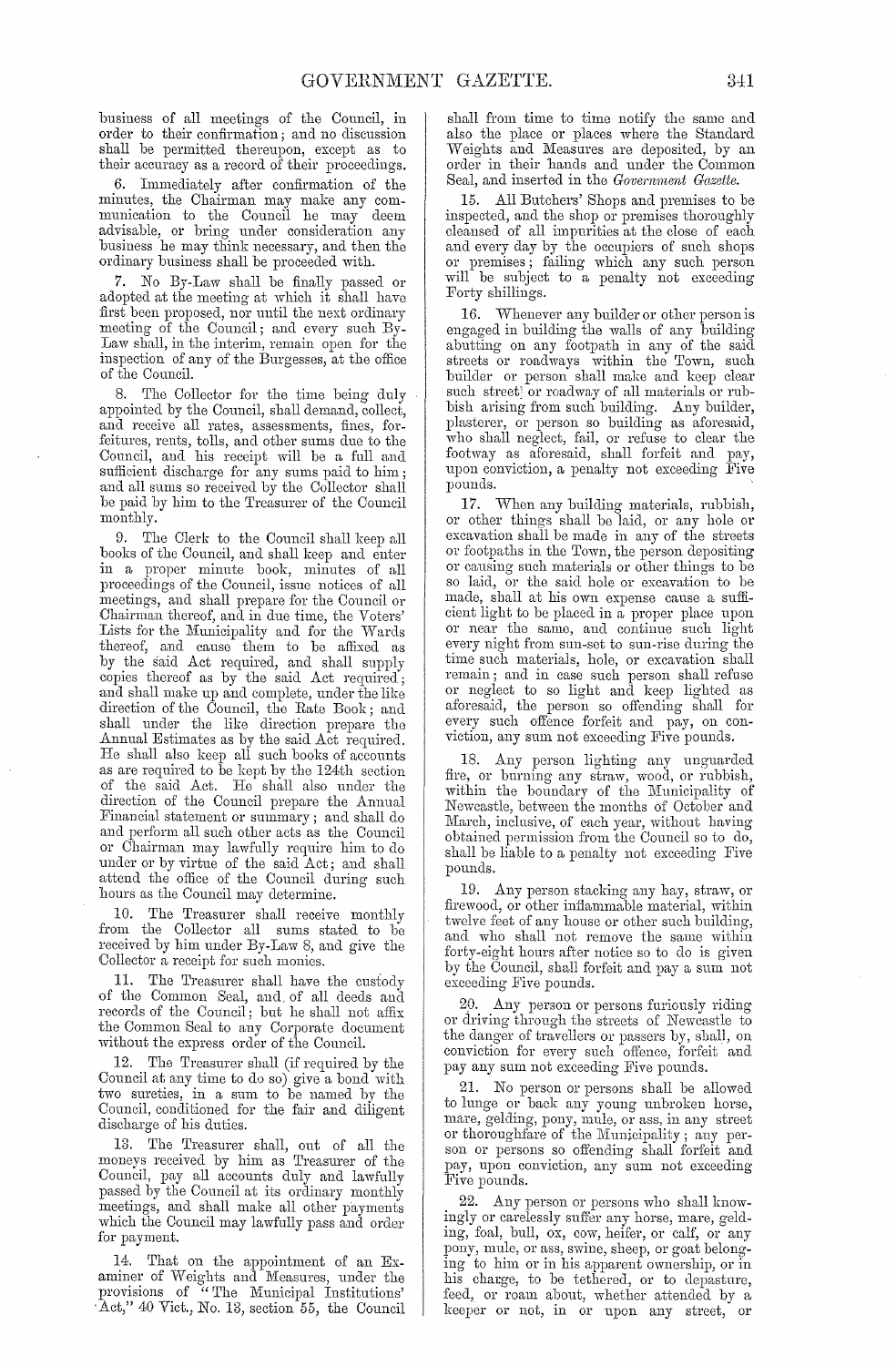business of all meetings of the Council, in order to their confirmation; and no discussion shall be permitted thereupon, except as to their accuracy as a record of their proceedings.

6. Immediately after confirmation of the minutes, the Chairman may make any communication to the Council he may deem advisable, or bring under consideration any business he may think necessary, and then the ordinary business shall be proceeded with.

7. No By-Law shall be finally passed or adopted at the meeting at which it shall have first been proposed, nor until the next ordinary meeting of the Council; and every such By-Law shall, in the interim, remain open for the inspection of any of the Burgesses, at the office of the Council.

8. The Collector for the time being duly appointed by the Council, shall demand, collect, and receive all rates, assessments, fines, forfeitures, rents, tolls, and other sums due to the Council, and his receipt will be a full and sufficient discharge for any sums paid to him; and all sums so received by the Collector shall be paid by him to the Treasurer of the Council monthly.

9. The Clerk to the Council shall keep all books of the Council, and shall keep and enter in a proper minute book, minutes of all proceedings of the Council, issue notices of all meetings, and shall prepare for the Council or Chairman thereof, and in due time, the Voters' Lists for the Municipality and for the Wards thereof, and cause them to be affixed as by the said Act required, and shall supply copies thereof as by the said Act required; and shall make up and complete, under the like direction of the Council, the Rate Book; and shall under the like direction prepare the Annual Estimates as by the said Act required. He shall also keep all such books of accounts as are required to be kept by the 124th section of the said Act. He shall also under the direction of the Council prepare the Annual Financial statement or summary; and shall do and perform all such other acts as the Council or Chairman may lawfully require him to do under or by virtue of the said Act; and shall attend the office of the Council during such hours as the Council may determine.

10. The Treasurer shall receive monthly from the Collector all sums stated to be received by him under By-Law 8, and give the Collector a receipt for such monies.

11. The Treasurer shall have the custody of the Common Seal, and of all deeds and records of the Council; but he shall not affix the Common Seal to any Corporate document without the express order of the Council.

12. The Treasurer shall (if required by the Council at any time to do so) give a bond with two sureties, in a sum to be named by the Council, conditioned for the fair and diligent discharge of his duties.

13. The Treasurer shall, out of all the moneys received by him as Treasurer of the Council, pay all accounts duly and lawfully passed by the Council at its ordinary monthly meetings, and shall make all other payments which the Council may lawfully pass and order for payment.

14. That on the appointment of an Examiner of Weights and Measures, under the provisions of "The Municipal Institutions' Act," 40 Vict., No. 13, section 55, the Council shall from time to time notify the same and also the place or places where the Standard Weights and Measures are deposited, by an order in their hands and under the Common Seal, and inserted in the *Government Gazette.*

15. All Butchers' Shops and premises to be inspected, and the shop or premises thoroughly cleansed of all impurities at the close of each and every day by the occupiers of such shops or premises; failing which any such person will be subject to a penalty not exceeding Forty shillings.

16. Whenever any builder or other person is engaged in building the walls of any building abutting on any footpath in any of the said streets or roadways within the Town, such builder or person shall make and keep clear such street or roadway of all materials or rubbish arising from such building. Any builder, plasterer, or person so building as aforesaid, who shall neglect, fail, or refuse to clear the footway as aforesaid, shall forfeit and pay, upon conviction, a penalty not exceeding Five pounds.

17. When any building materials, rubbish, or other things shall be laid, or any hole or excavation shall be made in any of the streets or footpaths in the Town, the person depositing or causing such materials or other things to be so laid, or the said hole or excavation to be made, shall at his own expense cause a sufficient light to be placed in a proper place upon or near the same, and continue such light every night from sun-set to sun-rise during the time such materials, hole, or excavation shall remain; and in case such person shall refuse or neglect to so light and keep lighted as aforesaid, the person so offending shall for every such offence forfeit and pay, on conviction, any sum not exceeding Five pounds.

18. Any person lighting any unguarded fire, or burning any straw, wood, or rubbish, within the boundary of the Municipality of Newcastle, between the months of October and March, inclusive, of each year, without having obtained permission from the Council so to do, shall be liable to a penalty not exceeding Five pounds.

19. Any person stacking any hay, straw, or firewood, or other inflammable material, within twelve feet of any house or other such building, and who shall not remove the same within forty-eight hours after notice so to do is given by the Council, shall forfeit and pay a sum not exceeding Five pounds.

20. Any person or persons furiously riding or driving through the streets of Newcastle to the danger of travellers or passers by, shall, on conviction for every such offence, forfeit and pay any sum not exceeding Five pounds.

21. No person or persons shall be allowed to lunge or back any young unbroken horse, mare, gelding, pony, mule, or ass, in any street or thoroughfare of the Municipality; any person or persons so offending shall forfeit and pay, upon conviction, any sum not exceeding Five pounds.

22. Any person or persons who shall knowingly or carelessly suffer any horse, mare, gelding, foal, bull, ox, cow, heifer, or calf, or any pony, mule, or ass, swine, sheep, or goat belonging to him or in his apparent ownership, or in his charge, to be tethered, or to depasture, feed, or roam about, whether attended by a keeper or not, in or upon any street, or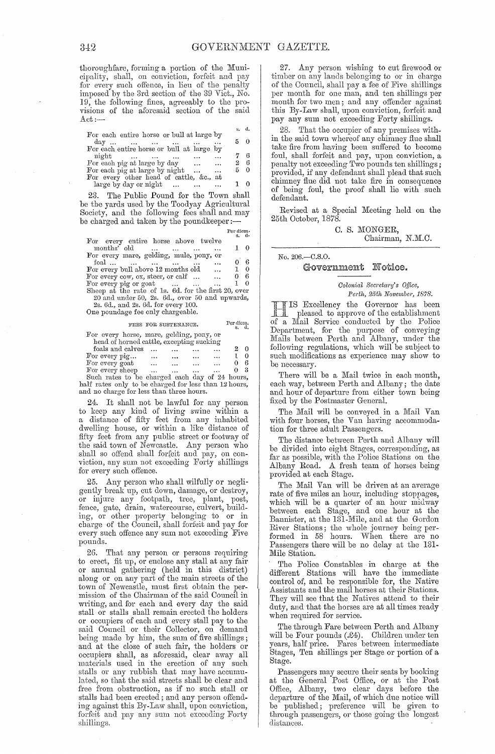thoroughfare, forming a portion of the Municipality, shall, on conviction, forfeit and pay for every such offence, in lieu of the penalty imposed by the 3rd section of the 39 Vict., No. 19, the following fines, agreeably to the provisions of the aforesaid section of the said Act:—

| | s. | d. |
|---|---|---|
| For each entire horse or bull at large by day ... | 5 | 0 |
| For each entire horse or bull at large by night ... | 7 | 6 |
| For each pig at large by day ... | 2 | 6 |
| For each pig at large by night ... | 5 | 0 |
| For every other head of cattle, &c., at large by day or night ... | 1 | 0 |

23. The Public Pound for the Town shall be the yards used by the Toodyay Agricultural Society, and the following fees shall and may be charged and taken by the poundkeeper:—

| | Per diem. s. | d. |
|---|---|---|
| For every entire horse above twelve months' old ... | 1 | 0 |
| For every mare, gelding, mule, pony, or foal ... | 0 | 6 |
| For every bull above 12 months old ... | 1 | 0 |
| For every cow, ox, steer, or calf ... | 0 | 6 |
| For every pig or goat ... | 1 | 0 |

Sheep at the rate of 1s. 6d. for the first 20, over 20 and under 50, 2s. 6d., over 50 and upwards, 2s. 6d., and 2s. 6d. for every 100.

One poundage fee only chargeable.

| FEES FOR SUSTENANCE. | Per diem. s. | d. |
|---|---|---|
| For every horse, mare, gelding, pony, or head of horned cattle, excepting sucking foals and calves ... | 2 | 0 |
| For every pig... | 1 | 0 |
| For every goat ... | 0 | 6 |
| For every sheep ... | 0 | 3 |

Such rates to be charged each day of 24 hours, half rates only to be charged for less than 12 hours, and no charge for less than three hours.

24. It shall not be lawful for any person to keep any kind of living swine within a a distance of fifty feet from any inhabited dwelling house, or within a like distance of fifty feet from any public street or footway of the said town of Newcastle. Any person who shall so offend shall forfeit and pay, on conviction, any sum not exceeding Forty shillings for every such offence.

25. Any person who shall wilfully or negligently break up, cut down, damage, or destroy, or injure any footpath, tree, plant, post, fence, gate, drain, watercourse, culvert, building, or other property belonging to or in charge of the Council, shall forfeit and pay for every such offence any sum not exceeding Five pounds.

26. That any person or persons requiring to erect, fit up, or enclose any stall at any fair or annual gathering (held in this district) along or on any part of the main streets of the town of Newcastle, must first obtain the permission of the Chairman of the said Council in writing, and for each and every day the said stall or stalls shall remain erected the holders or occupiers of each and every stall pay to the said Council or their Collector, on demand being made by him, the sum of five shillings; and at the close of such fair, the holders or occupiers shall, as aforesaid, clear away all materials used in the erection of any such stalls or any rubbish that may have accumulated, so that the said streets shall be clear and free from obstruction, as if no such stall or stalls had been erected; and any person offending against this By-Law shall, upon conviction, forfeit and pay any sum not exceeding Forty shillings.

27. Any person wishing to cut firewood or timber on any lands belonging to or in charge of the Council, shall pay a fee of Five shillings per month for one man, and ten shillings per month for two men; and any offender against this By-Law shall, upon conviction, forfeit and pay any sum not exceeding Forty shillings.

28. That the occupier of any premises within the said town whereof any chimney flue shall take fire from having been suffered to become foul, shall forfeit and pay, upon conviction, a penalty not exceeding Two pounds ten shillings; provided, if any defendant shall plead that such chimney flue did not take fire in consequence of being foul, the proof shall lie with such defendant.

Revised at a Special Meeting held on the 25th October, 1878.

C. S. MONGER,
Chairman, N.M.C.

---

No. 206.—C.S.O.

## Government Notice.

*Colonial Secretary's Office,*
*Perth, 25th November, 1878.*

HIS Excellency the Governor has been pleased to approve of the establishment of a Mail Service conducted by the Police Department, for the purpose of conveying Mails between Perth and Albany, under the following regulations, which will be subject to such modifications as experience may show to be necessary.

There will be a Mail twice in each month, each way, between Perth and Albany; the date and hour of departure from either town being fixed by the Postmaster General.

The Mail will be conveyed in a Mail Van with four horses, the Van having accommodation for three adult Passengers.

The distance between Perth and Albany will be divided into eight Stages, corresponding, as far as possible, with the Police Stations on the Albany Road. A fresh team of horses being provided at each Stage.

The Mail Van will be driven at an average rate of five miles an hour, including stoppages, which will be a quarter of an hour midway between each Stage, and one hour at the Bannister, at the 131-Mile, and at the Gordon River Stations; the whole journey being performed in 58 hours. When there are no Passengers there will be no delay at the 131-Mile Station.

The Police Constables in charge at the different Stations will have the immediate control of, and be responsible for, the Native Assistants and the mail horses at their Stations. They will see that the Natives attend to their duty, and that the horses are at all times ready when required for service.

The through Fare between Perth and Albany will be Four pounds (£4). Children under ten years, half price. Fares between intermediate Stages, Ten shillings per Stage or portion of a Stage.

Passengers may secure their seats by booking at the General Post Office, or at the Post Office, Albany, two clear days before the departure of the Mail, of which due notice will be published; preference will be given to through passengers, or those going the longest distances.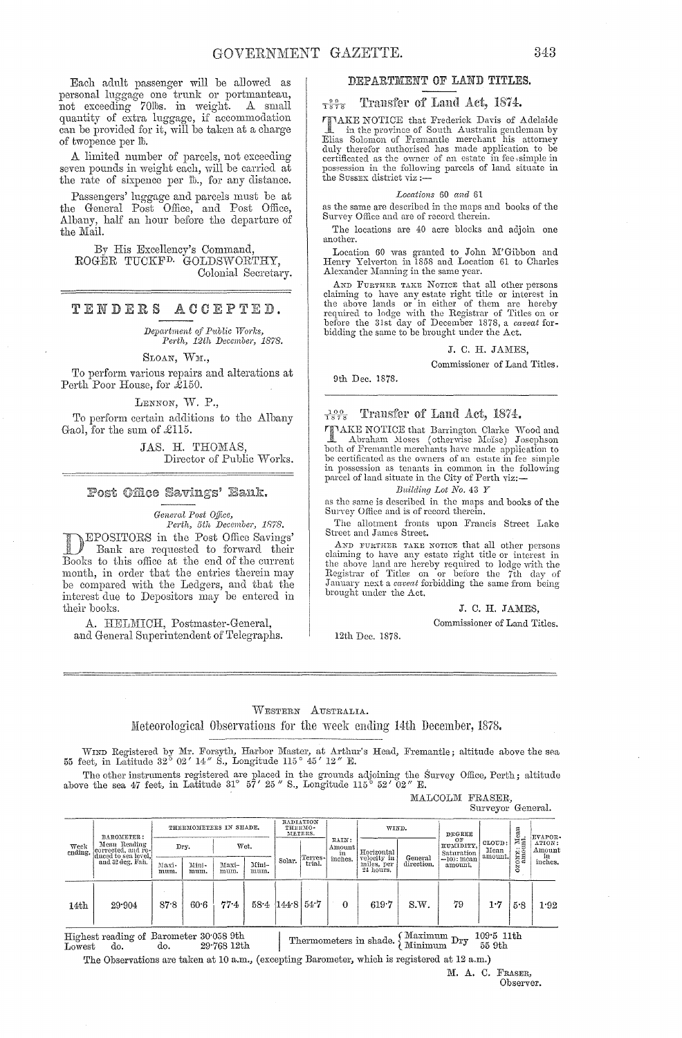Each adult passenger will be allowed as personal luggage one trunk or portmanteau, not exceeding 70lbs. in weight. A small quantity of extra luggage, if accommodation can be provided for it, will be taken at a charge of twopence per lb.

A limited number of parcels, not exceeding seven pounds in weight each, will be carried at the rate of sixpence per lb., for any distance.

Passengers' luggage and parcels must be at the General Post Office, and Post Office, Albany, half an hour before the departure of the Mail.

By His Excellency's Command,
ROGER TUCKFD. GOLDSWORTHY,
Colonial Secretary.

## TENDERS ACCEPTED.

*Department of Public Works,*
*Perth, 12th December, 1878.*

SLOAN, WM.,

To perform various repairs and alterations at Perth Poor House, for £150.

LENNON, W. P.,

To perform certain additions to the Albany Gaol, for the sum of £115.

JAS. H. THOMAS,
Director of Public Works.

## Post Office Savings' Bank.

*General Post Office,*
*Perth, 5th December, 1878.*

DEPOSITORS in the Post Office Savings' Bank are requested to forward their Books to this office at the end of the current month, in order that the entries therein may be compared with the Ledgers, and that the interest due to Depositors may be entered in their books.

A. HELMICH, Postmaster-General,
and General Superintendent of Telegraphs.

## DEPARTMENT OF LAND TITLES.

### 99/1878 Transfer of Land Act, 1874.

TAKE NOTICE that Frederick Davis of Adelaide in the province of South Australia gentleman by Elias Solomon of Fremantle merchant his attorney duly therefor authorised has made application to be certificated as the owner of an estate in fee simple in possession in the following parcels of land situate in the SUSSEX district viz :—

*Locations* 60 *and* 61

as the same are described in the maps and books of the Survey Office and are of record therein.

The locations are 40 acre blocks and adjoin one another.

Location 60 was granted to John M'Gibbon and Henry Yelverton in 1858 and Location 61 to Charles Alexander Manning in the same year.

AND FURTHER TAKE NOTICE that all other persons claiming to have any estate right title or interest in the above lands or in either of them are hereby required to lodge with the Registrar of Titles on or before the 31st day of December 1878, a *caveat* forbidding the same to be brought under the Act.

J. C. H. JAMES,
Commissioner of Land Titles.

9th Dec. 1878.

### 100/1878 Transfer of Land Act, 1874.

TAKE NOTICE that Barrington Clarke Wood and Abraham Moses (otherwise Moïse) Josephson both of Fremantle merchants have made application to be certificated as the owners of an estate in fee simple in possession as tenants in common in the following parcel of land situate in the City of Perth viz:—

*Building Lot No.* 43 *Y*

as the same is described in the maps and books of the Survey Office and is of record therein.

The allotment fronts upon Francis Street Lake Street and James Street.

AND FURTHER TAKE NOTICE that all other persons claiming to have any estate right title or interest in the above land are hereby required to lodge with the Registrar of Titles on or before the 7th day of January next a *caveat* forbidding the same from being brought under the Act.

J. C. H. JAMES,
Commissioner of Land Titles.

12th Dec. 1878.

WESTERN AUSTRALIA.

## Meteorological Observations for the week ending 14th December, 1878.

WIND Registered by Mr. Forsyth, Harbor Master, at Arthur's Head, Fremantle; altitude above the sea 55 feet, in Latitude 32° 02′ 14″ S., Longitude 115° 45′ 12″ E.

The other instruments registered are placed in the grounds adjoining the Survey Office, Perth; altitude above the sea 47 feet, in Latitude 31° 57′ 25″ S., Longitude 115° 52′ 02″ E.

MALCOLM FRASER,
Surveyor General.

| Week ending. | BAROMETER: Mean Reading corrected, and reduced to sea level, and 32 deg. Fah. | THERMOMETERS IN SHADE. Dry. Maximum. | Dry. Minimum. | Wet. Maximum. | Wet. Minimum. | RADIATION THERMOMETERS. Solar. | Terrestrial. | RAIN: Amount in inches. | WIND. Horizontal velocity in miles, per 24 hours. | WIND. General direction. | DEGREE OF HUMIDITY, Saturation =100: mean amount. | CLOUD: Mean amount. | OZONE: Mean amount. | EVAPORATION: Amount in inches. |
|---|---|---|---|---|---|---|---|---|---|---|---|---|---|---|
| 14th | 29·904 | 87·8 | 60·6 | 77·4 | 58·4 | 144·8 | 54·7 | 0 | 619·7 | S.W. | 79 | 1·7 | 5·8 | 1·92 |

Highest reading of Barometer 30·058 9th
Lowest do. do. 29·768 12th

Thermometers in shade. Maximum Dry 109·5 11th; Minimum Dry 55 9th

The Observations are taken at 10 a.m., (excepting Barometer, which is registered at 12 a.m.)

M. A. C. FRASER,
Observer.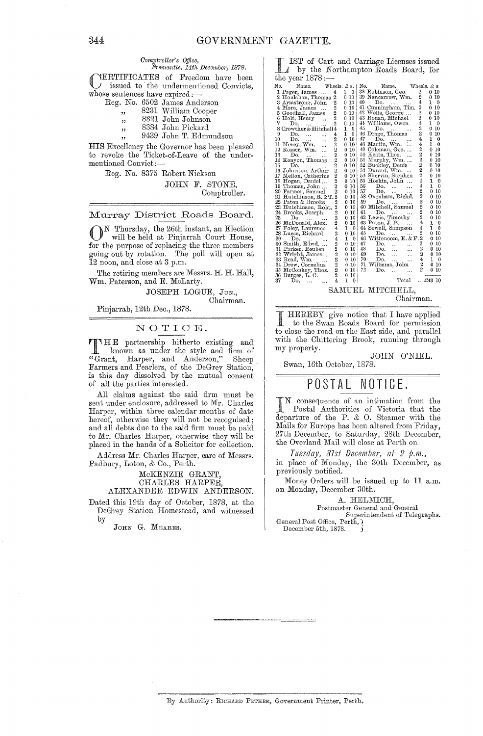*Comptroller's Office,*
*Fremantle, 14th December, 1878.*

CERTIFICATES of Freedom have been issued to the undermentioned Convicts, whose sentences have expired:—

Reg. No. 6502 James Anderson
" 8231 William Cooper
" 8321 John Johnson
" 8384 John Pickard
" 9439 John T. Edmundson

HIS Excellency the Governor has been pleased to revoke the Ticket-of-Leave of the undermentioned Convict:—

Reg. No. 8375 Robert Nickson

JOHN F. STONE,
Comptroller.

## Murray District Roads Board.

ON Thursday, the 26th instant, an Election will be held at Pinjarrah Court House, for the purpose of replacing the three members going out by rotation. The poll will open at 12 noon, and close at 3 p.m.

The retiring members are Messrs. H. H. Hall, Wm. Paterson, and E. McLarty.

JOSEPH LOGUE, JUN.,
Chairman.

Pinjarrah, 12th Dec., 1878.

## NOTICE.

THE partnership hitherto existing and known as under the style and firm of "Grant, Harper, and Anderson," Sheep Farmers and Pearlers, of the DeGrey Station, is this day dissolved by the mutual consent of all the parties interested.

All claims against the said firm must be sent under enclosure, addressed to Mr. Charles Harper, within three calendar months of date hereof, otherwise they will not be recognised; and all debts due to the said firm must be paid to Mr. Charles Harper, otherwise they will be placed in the hands of a Solicitor for collection.

Address Mr. Charles Harper, care of Messrs. Padbury, Loton, & Co., Perth.

McKENZIE GRANT,
CHARLES HARPER,
ALEXANDER EDWIN ANDERSON.

Dated this 19th day of October, 1878, at the DeGrey Station Homestead, and witnessed by

JOHN G. MEARES.

LIST of Cart and Carriage Licenses issued by the Northampton Roads Board, for the year 1878:—

| No. | Name. | Wheels. | £ s. | No. | Name. | Wheels. | £ s. |
|---|---|---|---|---|---|---|---|
| 1 | Pager, James ... | 4 | 1 0 | 38 | Robinson, Geo. | 2 | 0 10 |
| 2 | Houlahan, Thomas | 2 | 0 10 | 39 | Nancarrow, Wm. | 2 | 0 10 |
| 3 | Armstrong, John | 2 | 0 10 | 40 | Do. ... | 4 | 1 0 |
| 4 | More, James ... | 2 | 0 10 | 41 | Cunningham, Tim. | 2 | 0 10 |
| 5 | Goodhall, James | 2 | 0 10 | 42 | Wells, George ... | 2 | 0 10 |
| 6 | Holt, Henry ... | 2 | 0 10 | 43 | Ronan, Michael | 2 | 0 10 |
| 7 | Do. ... | 2 | 0 10 | 44 | Williams, Owen | 4 | 1 0 |
| 8 | Crowther & Mitchell | 4 | 1 0 | 45 | Do. ... | 2 | 0 10 |
| 9 | Do. ... | 4 | 1 0 | 46 | Drage, Thomas | 2 | 0 10 |
| 10 | Do. ... | 2 | 0 10 | 47 | Do. ... | 4 | 1 0 |
| 11 | Mercy, Wm. ... | 2 | 0 10 | 48 | Martin, Wm. ... | 4 | 1 0 |
| 12 | Rosser, Wm. ... | 2 | 0 10 | 49 | Coleman, Geo. ... | 2 | 0 10 |
| 13 | Do. ... | 2 | 0 10 | 50 | Keats, Thos. ... | 2 | 0 10 |
| 14 | Kenyon, Thomas | 2 | 0 10 | 51 | Murphy, Wm. ... | 2 | 0 10 |
| 15 | Do. ... | 2 | 0 10 | 52 | Buckley, Denis | 2 | 0 10 |
| 16 | Johnston, Arthur | 2 | 0 10 | 53 | Durant, Wm. ... | 2 | 0 10 |
| 17 | Mellon, Catherine | 2 | 0 10 | 54 | Shervin, Stephen | 2 | 0 10 |
| 18 | Hogan, Daniel ... | 2 | 0 10 | 55 | Hoskin, John ... | 4 | 1 0 |
| 19 | Thomas, John ... | 2 | 0 10 | 56 | Do. ... | 4 | 1 0 |
| 20 | Farmer, Samuel | 2 | 0 10 | 57 | Do. ... | 2 | 0 10 |
| 21 | Hutchinson, R. & T. | 2 | 0 10 | 58 | Oxenham, Richd. | 2 | 0 10 |
| 22 | Paton & Brooks | 2 | 0 10 | 59 | Do. ... | 2 | 0 10 |
| 23 | Hutchinson, Robt. | 2 | 0 10 | 60 | Mitchell, Samuel | 2 | 0 10 |
| 24 | Brooks, Joseph | 2 | 0 10 | 61 | Do. ... | 2 | 0 10 |
| 25 | Do. ... | 2 | 0 10 | 62 | Lewis, Timothy | 2 | 0 10 |
| 26 | McDonald, Alex. | 2 | 0 10 | 63 | Paton, J. B. ... | 4 | 1 0 |
| 27 | Foley, Laurence | 4 | 1 0 | 64 | Sewell, Sampson | 4 | 1 0 |
| 28 | Lucas, Richard | 2 | 0 10 | 65 | Do. ... | 2 | 0 10 |
| 29 | Do. ... | 4 | 1 0 | 66 | Wittenoom, E. & F. | 2 | 0 10 |
| 30 | Smith, Edwd. ... | 2 | 0 10 | 67 | Do. ... | 2 | 0 10 |
| 31 | Parker, Reuben | 2 | 0 10 | 68 | Do. ... | 2 | 0 10 |
| 32 | Wright, James... | 2 | 0 10 | 69 | Do. ... | 2 | 0 10 |
| 33 | Read, Wm. ... | 2 | 0 10 | 70 | Do. ... | 4 | 1 0 |
| 34 | Drew, Cornelius | 2 | 0 10 | 71 | Williams, John | 2 | 0 10 |
| 35 | McConkey, Thos. | 2 | 0 10 | 72 | Do. ... | 2 | 0 10 |
| 36 | Burges, L. C. ... | 2 | 0 10 | | | | |
| 37 | Do. ... | 4 | 1 0 | | Total | ... | £43 10 |

SAMUEL MITCHELL,
Chairman.

I HEREBY give notice that I have applied to the Swan Roads Board for permission to close the road on the East side, and parallel with the Chittering Brook, running through my property.

JOHN O'NIEL.

Swan, 16th October, 1878.

## POSTAL NOTICE.

IN consequence of an intimation from the Postal Authorities of Victoria that the departure of the P. & O. Steamer with the Mails for Europe has been altered from Friday, 27th December, to Saturday, 28th December, the Overland Mail will close at Perth on

*Tuesday, 31st December, at 2 p.m.,*

in place of Monday, the 30th December, as previously notified.

Money Orders will be issued up to 11 a.m. on Monday, December 30th.

A. HELMICH,
Postmaster General and General
Superintendent of Telegraphs.

General Post Office, Perth,
December 5th, 1878.

By Authority: RICHARD PETHER, Government Printer, Perth.